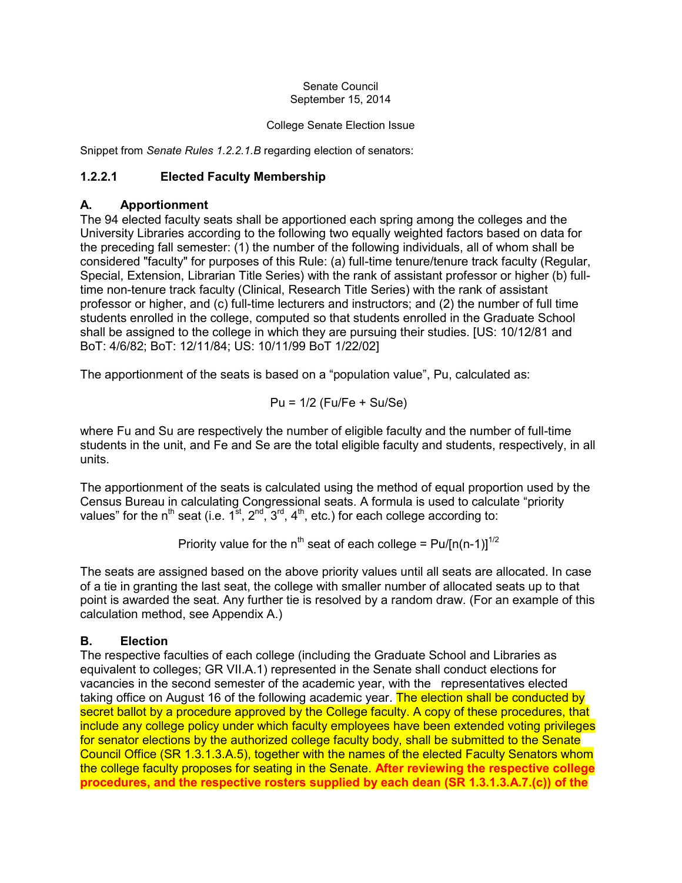Senate Council
September 15, 2014

College Senate Election Issue

Snippet from *Senate Rules 1.2.2.1.B* regarding election of senators:

### 1.2.2.1 Elected Faculty Membership

#### A. Apportionment

The 94 elected faculty seats shall be apportioned each spring among the colleges and the University Libraries according to the following two equally weighted factors based on data for the preceding fall semester: (1) the number of the following individuals, all of whom shall be considered "faculty" for purposes of this Rule: (a) full-time tenure/tenure track faculty (Regular, Special, Extension, Librarian Title Series) with the rank of assistant professor or higher (b) full-time non-tenure track faculty (Clinical, Research Title Series) with the rank of assistant professor or higher, and (c) full-time lecturers and instructors; and (2) the number of full time students enrolled in the college, computed so that students enrolled in the Graduate School shall be assigned to the college in which they are pursuing their studies. [US: 10/12/81 and BoT: 4/6/82; BoT: 12/11/84; US: 10/11/99 BoT 1/22/02]

The apportionment of the seats is based on a "population value", Pu, calculated as:

$$Pu = 1/2\ (Fu/Fe + Su/Se)$$

where Fu and Su are respectively the number of eligible faculty and the number of full-time students in the unit, and Fe and Se are the total eligible faculty and students, respectively, in all units.

The apportionment of the seats is calculated using the method of equal proportion used by the Census Bureau in calculating Congressional seats. A formula is used to calculate "priority values" for the $n^{th}$ seat (i.e. $1^{st}$, $2^{nd}$, $3^{rd}$, $4^{th}$, etc.) for each college according to:

$$\text{Priority value for the } n^{th} \text{ seat of each college} = Pu/[n(n-1)]^{1/2}$$

The seats are assigned based on the above priority values until all seats are allocated. In case of a tie in granting the last seat, the college with smaller number of allocated seats up to that point is awarded the seat. Any further tie is resolved by a random draw. (For an example of this calculation method, see Appendix A.)

#### B. Election

The respective faculties of each college (including the Graduate School and Libraries as equivalent to colleges; GR VII.A.1) represented in the Senate shall conduct elections for vacancies in the second semester of the academic year, with the representatives elected taking office on August 16 of the following academic year. The election shall be conducted by secret ballot by a procedure approved by the College faculty. A copy of these procedures, that include any college policy under which faculty employees have been extended voting privileges for senator elections by the authorized college faculty body, shall be submitted to the Senate Council Office (SR 1.3.1.3.A.5), together with the names of the elected Faculty Senators whom the college faculty proposes for seating in the Senate. **After reviewing the respective college procedures, and the respective rosters supplied by each dean (SR 1.3.1.3.A.7.(c)) of the**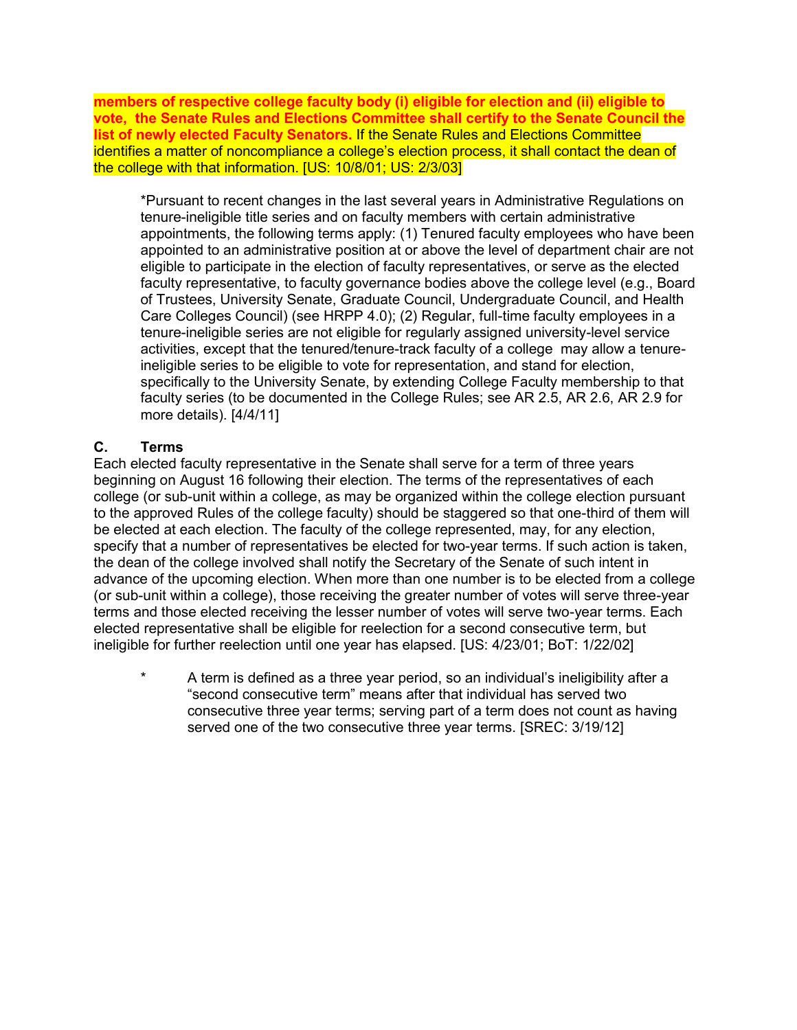**members of respective college faculty body (i) eligible for election and (ii) eligible to vote, the Senate Rules and Elections Committee shall certify to the Senate Council the list of newly elected Faculty Senators.** If the Senate Rules and Elections Committee identifies a matter of noncompliance a college's election process, it shall contact the dean of the college with that information. [US: 10/8/01; US: 2/3/03]

> *Pursuant to recent changes in the last several years in Administrative Regulations on tenure-ineligible title series and on faculty members with certain administrative appointments, the following terms apply: (1) Tenured faculty employees who have been appointed to an administrative position at or above the level of department chair are not eligible to participate in the election of faculty representatives, or serve as the elected faculty representative, to faculty governance bodies above the college level (e.g., Board of Trustees, University Senate, Graduate Council, Undergraduate Council, and Health Care Colleges Council) (see HRPP 4.0); (2) Regular, full-time faculty employees in a tenure-ineligible series are not eligible for regularly assigned university-level service activities, except that the tenured/tenure-track faculty of a college may allow a tenure-ineligible series to be eligible to vote for representation, and stand for election, specifically to the University Senate, by extending College Faculty membership to that faculty series (to be documented in the College Rules; see AR 2.5, AR 2.6, AR 2.9 for more details). [4/4/11]

### C. Terms

Each elected faculty representative in the Senate shall serve for a term of three years beginning on August 16 following their election. The terms of the representatives of each college (or sub-unit within a college, as may be organized within the college election pursuant to the approved Rules of the college faculty) should be staggered so that one-third of them will be elected at each election. The faculty of the college represented, may, for any election, specify that a number of representatives be elected for two-year terms. If such action is taken, the dean of the college involved shall notify the Secretary of the Senate of such intent in advance of the upcoming election. When more than one number is to be elected from a college (or sub-unit within a college), those receiving the greater number of votes will serve three-year terms and those elected receiving the lesser number of votes will serve two-year terms. Each elected representative shall be eligible for reelection for a second consecutive term, but ineligible for further reelection until one year has elapsed. [US: 4/23/01; BoT: 1/22/02]

> * A term is defined as a three year period, so an individual's ineligibility after a "second consecutive term" means after that individual has served two consecutive three year terms; serving part of a term does not count as having served one of the two consecutive three year terms. [SREC: 3/19/12]